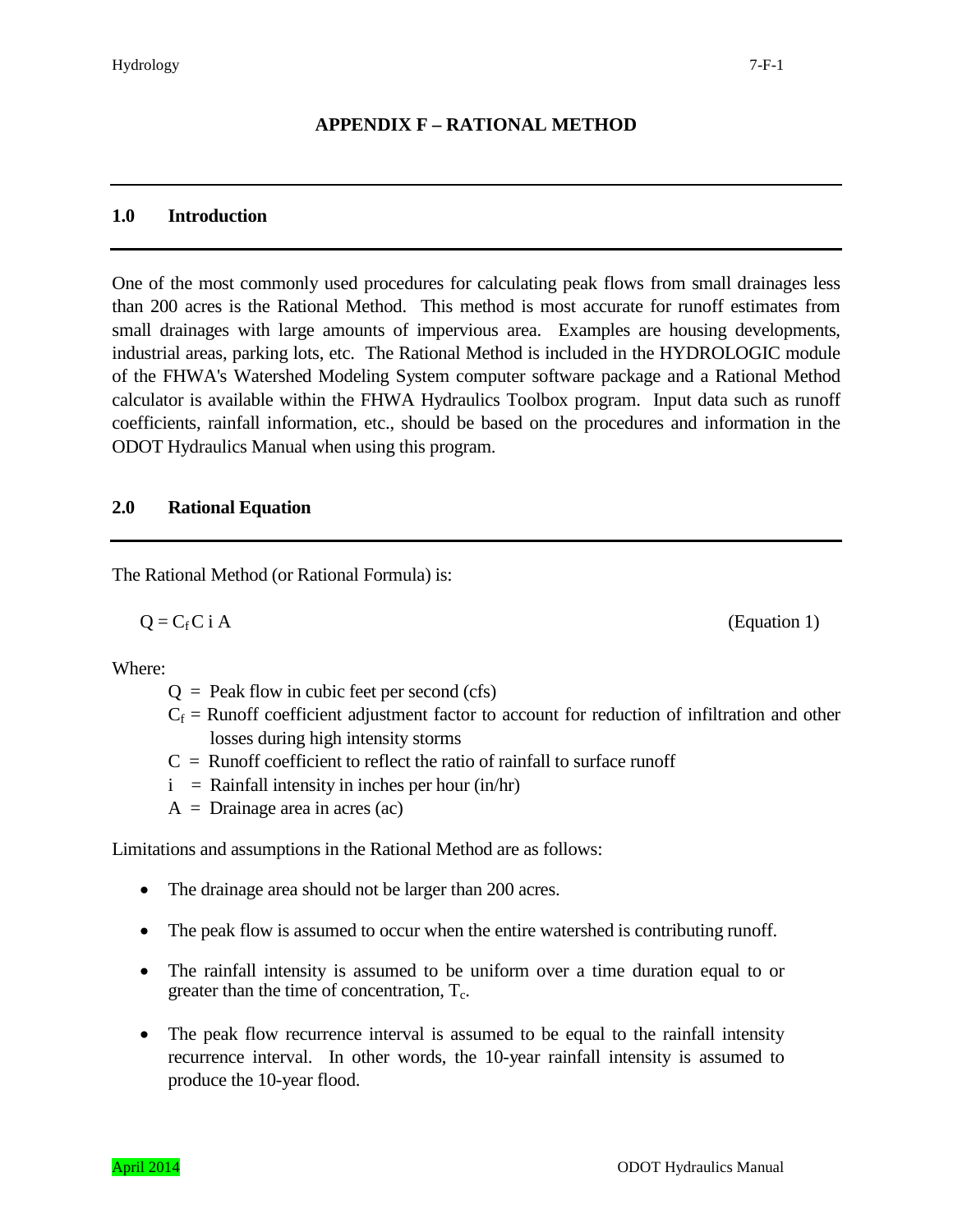# APPENDIX F – RATIONAL METHOD

## 1.0 Introduction

One of the most commonly used procedures for calculating peak flows from small drainages less than 200 acres is the Rational Method. This method is most accurate for runoff estimates from small drainages with large amounts of impervious area. Examples are housing developments, industrial areas, parking lots, etc. The Rational Method is included in the HYDROLOGIC module of the FHWA's Watershed Modeling System computer software package and a Rational Method calculator is available within the FHWA Hydraulics Toolbox program. Input data such as runoff coefficients, rainfall information, etc., should be based on the procedures and information in the ODOT Hydraulics Manual when using this program.

## 2.0 Rational Equation

The Rational Method (or Rational Formula) is:

$$Q = C_f C \, i \, A \qquad \text{(Equation 1)}$$

Where:

- $Q$ = Peak flow in cubic feet per second (cfs)
- $C_f$ = Runoff coefficient adjustment factor to account for reduction of infiltration and other losses during high intensity storms
- $C$ = Runoff coefficient to reflect the ratio of rainfall to surface runoff
- $i$ = Rainfall intensity in inches per hour (in/hr)
- $A$ = Drainage area in acres (ac)

Limitations and assumptions in the Rational Method are as follows:

- The drainage area should not be larger than 200 acres.
- The peak flow is assumed to occur when the entire watershed is contributing runoff.
- The rainfall intensity is assumed to be uniform over a time duration equal to or greater than the time of concentration, $T_c$.
- The peak flow recurrence interval is assumed to be equal to the rainfall intensity recurrence interval. In other words, the 10-year rainfall intensity is assumed to produce the 10-year flood.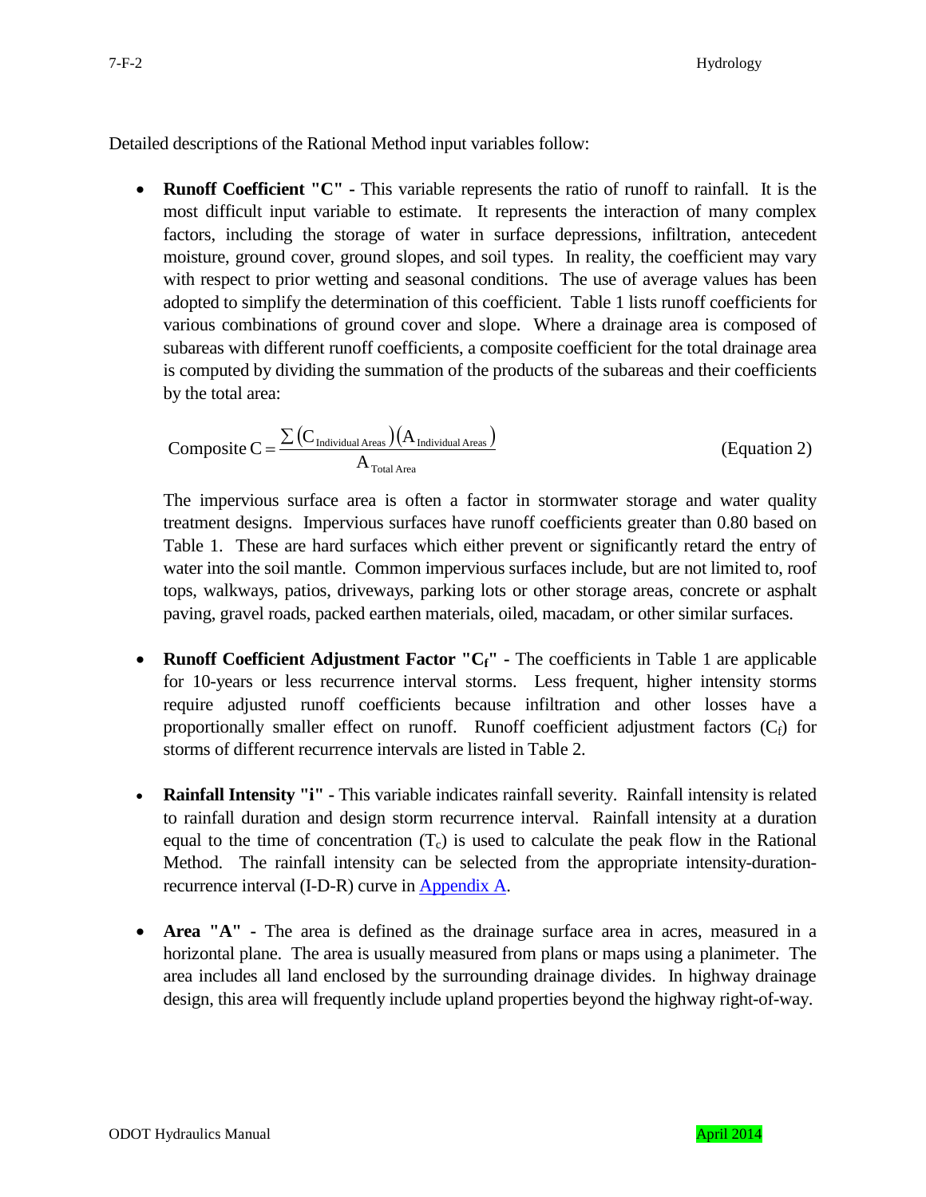Detailed descriptions of the Rational Method input variables follow:

- **Runoff Coefficient "C" -** This variable represents the ratio of runoff to rainfall. It is the most difficult input variable to estimate. It represents the interaction of many complex factors, including the storage of water in surface depressions, infiltration, antecedent moisture, ground cover, ground slopes, and soil types. In reality, the coefficient may vary with respect to prior wetting and seasonal conditions. The use of average values has been adopted to simplify the determination of this coefficient. Table 1 lists runoff coefficients for various combinations of ground cover and slope. Where a drainage area is composed of subareas with different runoff coefficients, a composite coefficient for the total drainage area is computed by dividing the summation of the products of the subareas and their coefficients by the total area:

$$\text{Composite C} = \frac{\sum \left(\text{C}_{\text{Individual Areas}}\right)\left(\text{A}_{\text{Individual Areas}}\right)}{\text{A}_{\text{Total Area}}} \qquad \text{(Equation 2)}$$

  The impervious surface area is often a factor in stormwater storage and water quality treatment designs. Impervious surfaces have runoff coefficients greater than 0.80 based on Table 1. These are hard surfaces which either prevent or significantly retard the entry of water into the soil mantle. Common impervious surfaces include, but are not limited to, roof tops, walkways, patios, driveways, parking lots or other storage areas, concrete or asphalt paving, gravel roads, packed earthen materials, oiled, macadam, or other similar surfaces.

- **Runoff Coefficient Adjustment Factor "$C_f$" -** The coefficients in Table 1 are applicable for 10-years or less recurrence interval storms. Less frequent, higher intensity storms require adjusted runoff coefficients because infiltration and other losses have a proportionally smaller effect on runoff. Runoff coefficient adjustment factors ($C_f$) for storms of different recurrence intervals are listed in Table 2.

- **Rainfall Intensity "i" -** This variable indicates rainfall severity. Rainfall intensity is related to rainfall duration and design storm recurrence interval. Rainfall intensity at a duration equal to the time of concentration ($T_c$) is used to calculate the peak flow in the Rational Method. The rainfall intensity can be selected from the appropriate intensity-duration-recurrence interval (I-D-R) curve in Appendix A.

- **Area "A" -** The area is defined as the drainage surface area in acres, measured in a horizontal plane. The area is usually measured from plans or maps using a planimeter. The area includes all land enclosed by the surrounding drainage divides. In highway drainage design, this area will frequently include upland properties beyond the highway right-of-way.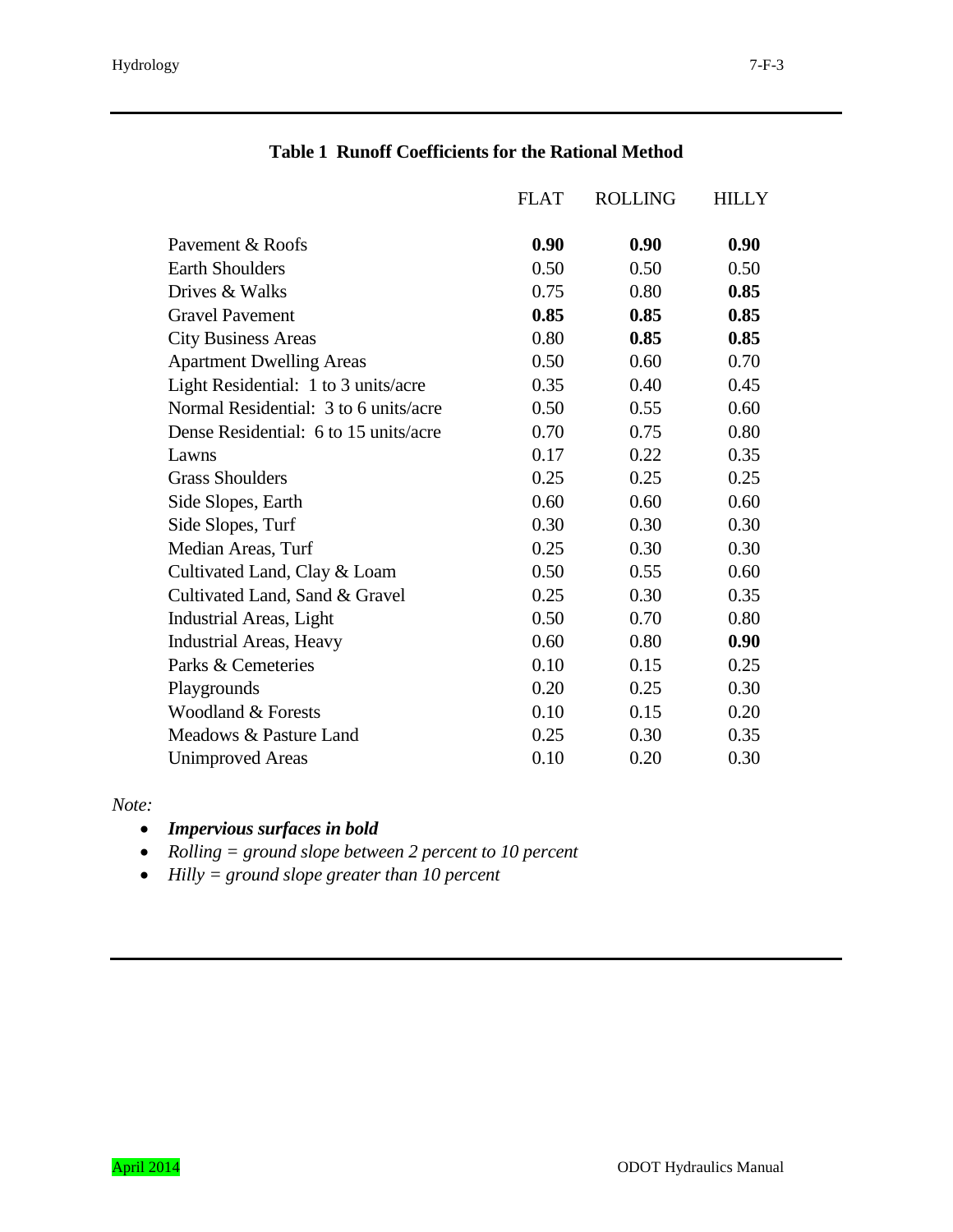**Table 1 Runoff Coefficients for the Rational Method**

| | FLAT | ROLLING | HILLY |
|---|---|---|---|
| Pavement & Roofs | **0.90** | **0.90** | **0.90** |
| Earth Shoulders | 0.50 | 0.50 | 0.50 |
| Drives & Walks | 0.75 | 0.80 | **0.85** |
| Gravel Pavement | **0.85** | **0.85** | **0.85** |
| City Business Areas | 0.80 | **0.85** | **0.85** |
| Apartment Dwelling Areas | 0.50 | 0.60 | 0.70 |
| Light Residential: 1 to 3 units/acre | 0.35 | 0.40 | 0.45 |
| Normal Residential: 3 to 6 units/acre | 0.50 | 0.55 | 0.60 |
| Dense Residential: 6 to 15 units/acre | 0.70 | 0.75 | 0.80 |
| Lawns | 0.17 | 0.22 | 0.35 |
| Grass Shoulders | 0.25 | 0.25 | 0.25 |
| Side Slopes, Earth | 0.60 | 0.60 | 0.60 |
| Side Slopes, Turf | 0.30 | 0.30 | 0.30 |
| Median Areas, Turf | 0.25 | 0.30 | 0.30 |
| Cultivated Land, Clay & Loam | 0.50 | 0.55 | 0.60 |
| Cultivated Land, Sand & Gravel | 0.25 | 0.30 | 0.35 |
| Industrial Areas, Light | 0.50 | 0.70 | 0.80 |
| Industrial Areas, Heavy | 0.60 | 0.80 | **0.90** |
| Parks & Cemeteries | 0.10 | 0.15 | 0.25 |
| Playgrounds | 0.20 | 0.25 | 0.30 |
| Woodland & Forests | 0.10 | 0.15 | 0.20 |
| Meadows & Pasture Land | 0.25 | 0.30 | 0.35 |
| Unimproved Areas | 0.10 | 0.20 | 0.30 |

*Note:*

- ***Impervious surfaces in bold***
- *Rolling = ground slope between 2 percent to 10 percent*
- *Hilly = ground slope greater than 10 percent*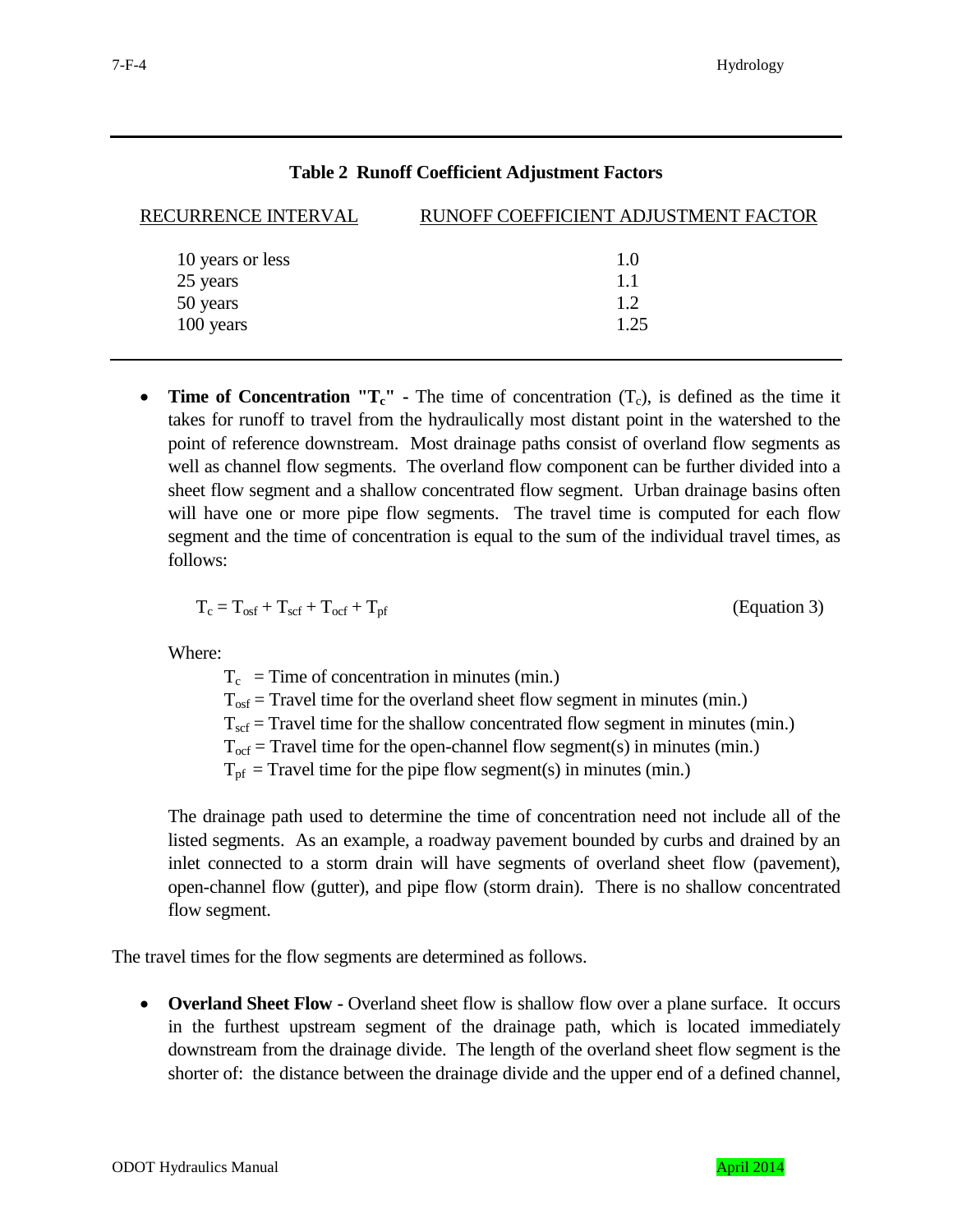**Table 2 Runoff Coefficient Adjustment Factors**

| RECURRENCE INTERVAL | RUNOFF COEFFICIENT ADJUSTMENT FACTOR |
|---|---|
| 10 years or less | 1.0 |
| 25 years | 1.1 |
| 50 years | 1.2 |
| 100 years | 1.25 |

- **Time of Concentration "$T_c$" -** The time of concentration ($T_c$), is defined as the time it takes for runoff to travel from the hydraulically most distant point in the watershed to the point of reference downstream. Most drainage paths consist of overland flow segments as well as channel flow segments. The overland flow component can be further divided into a sheet flow segment and a shallow concentrated flow segment. Urban drainage basins often will have one or more pipe flow segments. The travel time is computed for each flow segment and the time of concentration is equal to the sum of the individual travel times, as follows:

  $$T_c = T_{osf} + T_{scf} + T_{ocf} + T_{pf} \qquad \text{(Equation 3)}$$

  Where:

  $T_c$ = Time of concentration in minutes (min.)
  $T_{osf}$ = Travel time for the overland sheet flow segment in minutes (min.)
  $T_{scf}$ = Travel time for the shallow concentrated flow segment in minutes (min.)
  $T_{ocf}$ = Travel time for the open-channel flow segment(s) in minutes (min.)
  $T_{pf}$ = Travel time for the pipe flow segment(s) in minutes (min.)

  The drainage path used to determine the time of concentration need not include all of the listed segments. As an example, a roadway pavement bounded by curbs and drained by an inlet connected to a storm drain will have segments of overland sheet flow (pavement), open-channel flow (gutter), and pipe flow (storm drain). There is no shallow concentrated flow segment.

The travel times for the flow segments are determined as follows.

- **Overland Sheet Flow -** Overland sheet flow is shallow flow over a plane surface. It occurs in the furthest upstream segment of the drainage path, which is located immediately downstream from the drainage divide. The length of the overland sheet flow segment is the shorter of: the distance between the drainage divide and the upper end of a defined channel,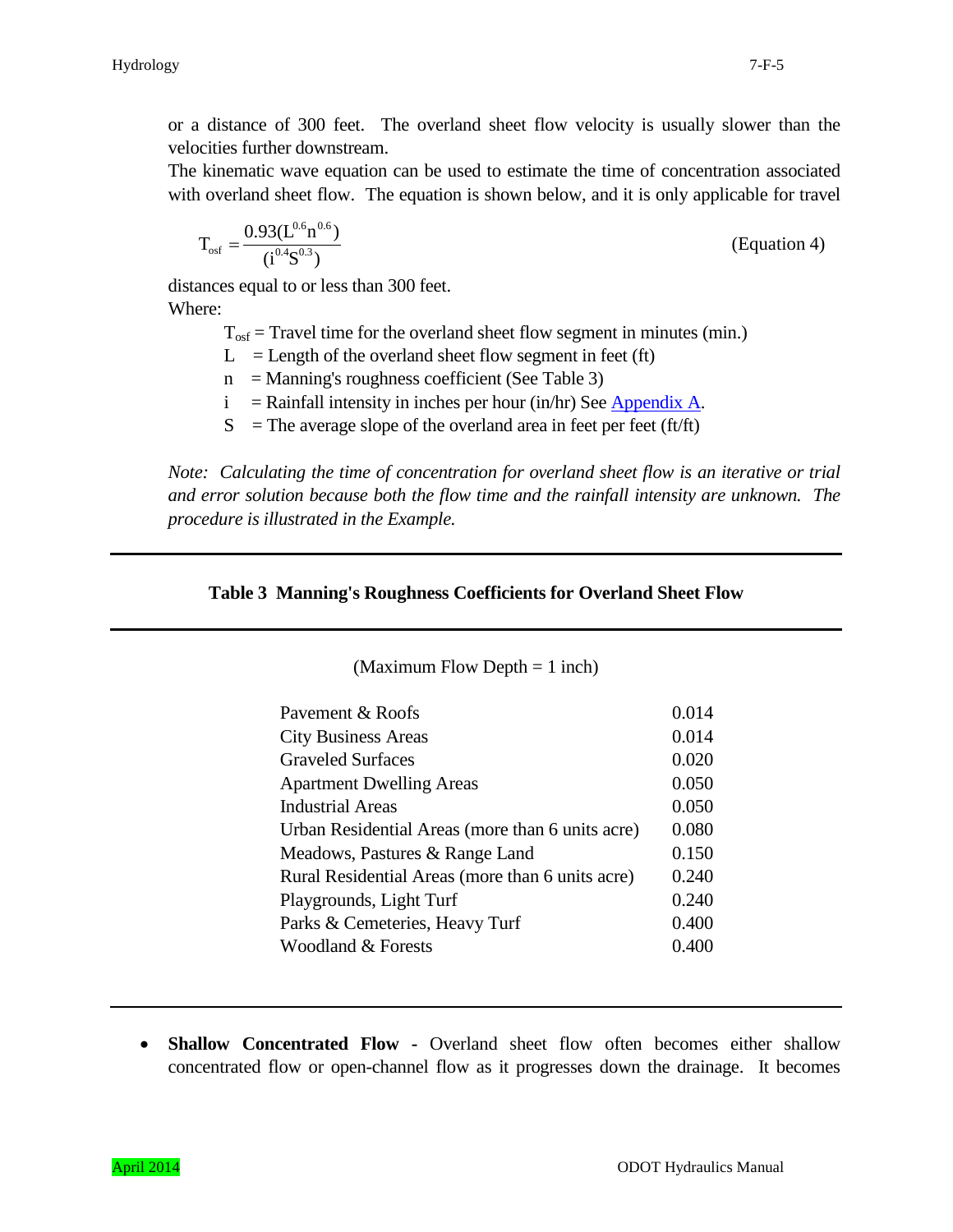or a distance of 300 feet. The overland sheet flow velocity is usually slower than the velocities further downstream.

The kinematic wave equation can be used to estimate the time of concentration associated with overland sheet flow. The equation is shown below, and it is only applicable for travel distances equal to or less than 300 feet.

$$T_{osf} = \frac{0.93(L^{0.6} n^{0.6})}{(i^{0.4} S^{0.3})} \qquad \text{(Equation 4)}$$

Where:

- $T_{osf}$ = Travel time for the overland sheet flow segment in minutes (min.)
- $L$ = Length of the overland sheet flow segment in feet (ft)
- $n$ = Manning's roughness coefficient (See Table 3)
- $i$ = Rainfall intensity in inches per hour (in/hr) See Appendix A.
- $S$ = The average slope of the overland area in feet per feet (ft/ft)

*Note: Calculating the time of concentration for overland sheet flow is an iterative or trial and error solution because both the flow time and the rainfall intensity are unknown. The procedure is illustrated in the Example.*

**Table 3 Manning's Roughness Coefficients for Overland Sheet Flow**

(Maximum Flow Depth = 1 inch)

| Surface | n |
|---|---|
| Pavement & Roofs | 0.014 |
| City Business Areas | 0.014 |
| Graveled Surfaces | 0.020 |
| Apartment Dwelling Areas | 0.050 |
| Industrial Areas | 0.050 |
| Urban Residential Areas (more than 6 units acre) | 0.080 |
| Meadows, Pastures & Range Land | 0.150 |
| Rural Residential Areas (more than 6 units acre) | 0.240 |
| Playgrounds, Light Turf | 0.240 |
| Parks & Cemeteries, Heavy Turf | 0.400 |
| Woodland & Forests | 0.400 |

- **Shallow Concentrated Flow -** Overland sheet flow often becomes either shallow concentrated flow or open-channel flow as it progresses down the drainage. It becomes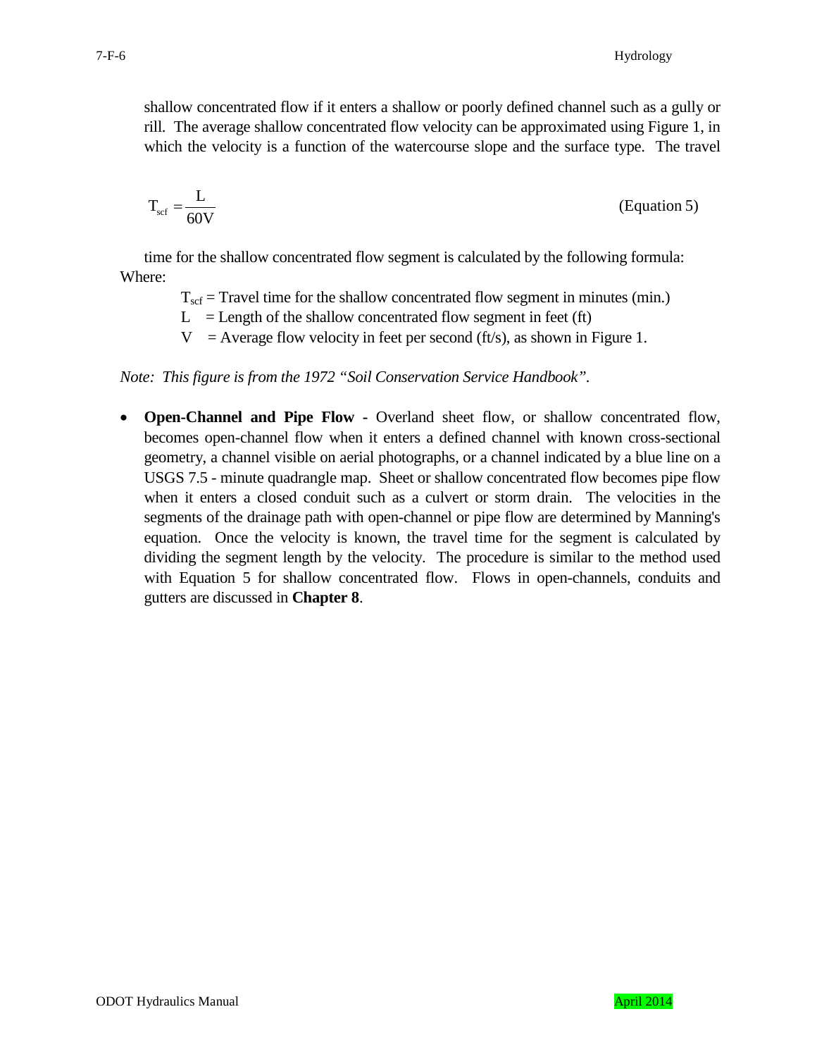shallow concentrated flow if it enters a shallow or poorly defined channel such as a gully or rill. The average shallow concentrated flow velocity can be approximated using Figure 1, in which the velocity is a function of the watercourse slope and the surface type. The travel

$$T_{scf} = \frac{L}{60V} \qquad \text{(Equation 5)}$$

time for the shallow concentrated flow segment is calculated by the following formula:

Where:

$T_{scf}$ = Travel time for the shallow concentrated flow segment in minutes (min.)
L = Length of the shallow concentrated flow segment in feet (ft)
V = Average flow velocity in feet per second (ft/s), as shown in Figure 1.

*Note: This figure is from the 1972 "Soil Conservation Service Handbook".*

- **Open-Channel and Pipe Flow -** Overland sheet flow, or shallow concentrated flow, becomes open-channel flow when it enters a defined channel with known cross-sectional geometry, a channel visible on aerial photographs, or a channel indicated by a blue line on a USGS 7.5 - minute quadrangle map. Sheet or shallow concentrated flow becomes pipe flow when it enters a closed conduit such as a culvert or storm drain. The velocities in the segments of the drainage path with open-channel or pipe flow are determined by Manning's equation. Once the velocity is known, the travel time for the segment is calculated by dividing the segment length by the velocity. The procedure is similar to the method used with Equation 5 for shallow concentrated flow. Flows in open-channels, conduits and gutters are discussed in **Chapter 8**.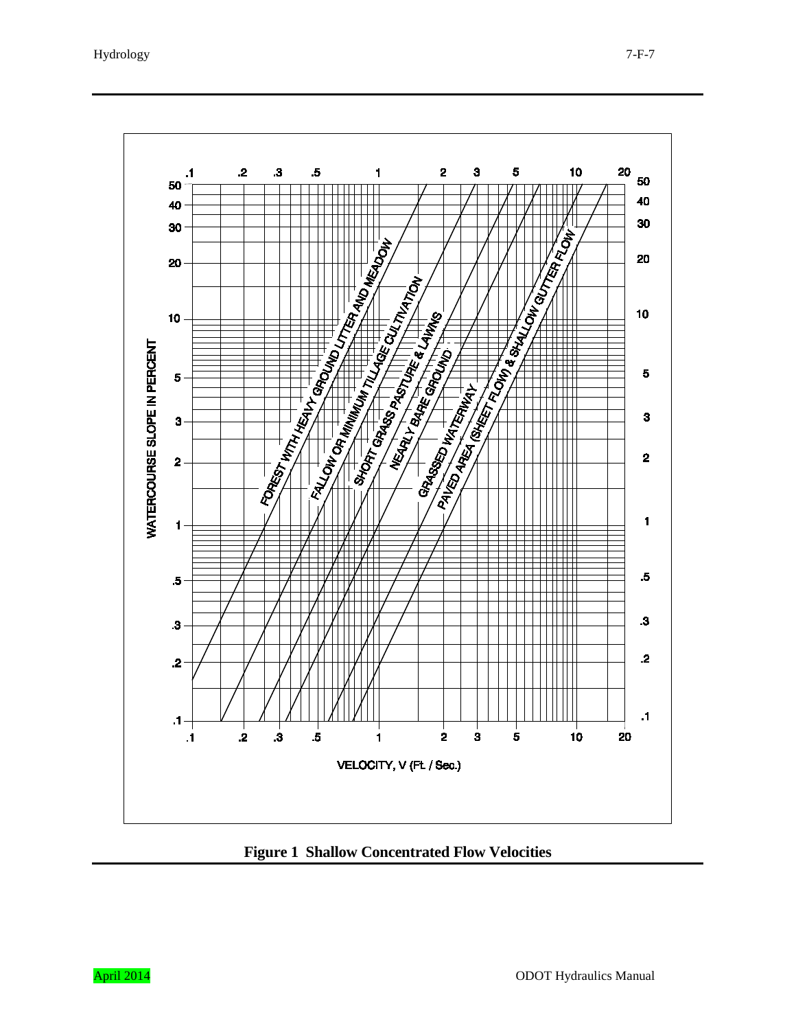WATERCOURSE SLOPE IN PERCENT

VELOCITY, V (Ft. / Sec.)

FOREST WITH HEAVY GROUND LITTER AND MEADOW

FALLOW OR MINIMUM TILLAGE CULTIVATION

SHORT GRASS PASTURE & LAWNS

NEARLY BARE GROUND

GRASSED WATERWAY

PAVED AREA (SHEET FLOW) & SHALLOW GUTTER FLOW

**Figure 1 Shallow Concentrated Flow Velocities**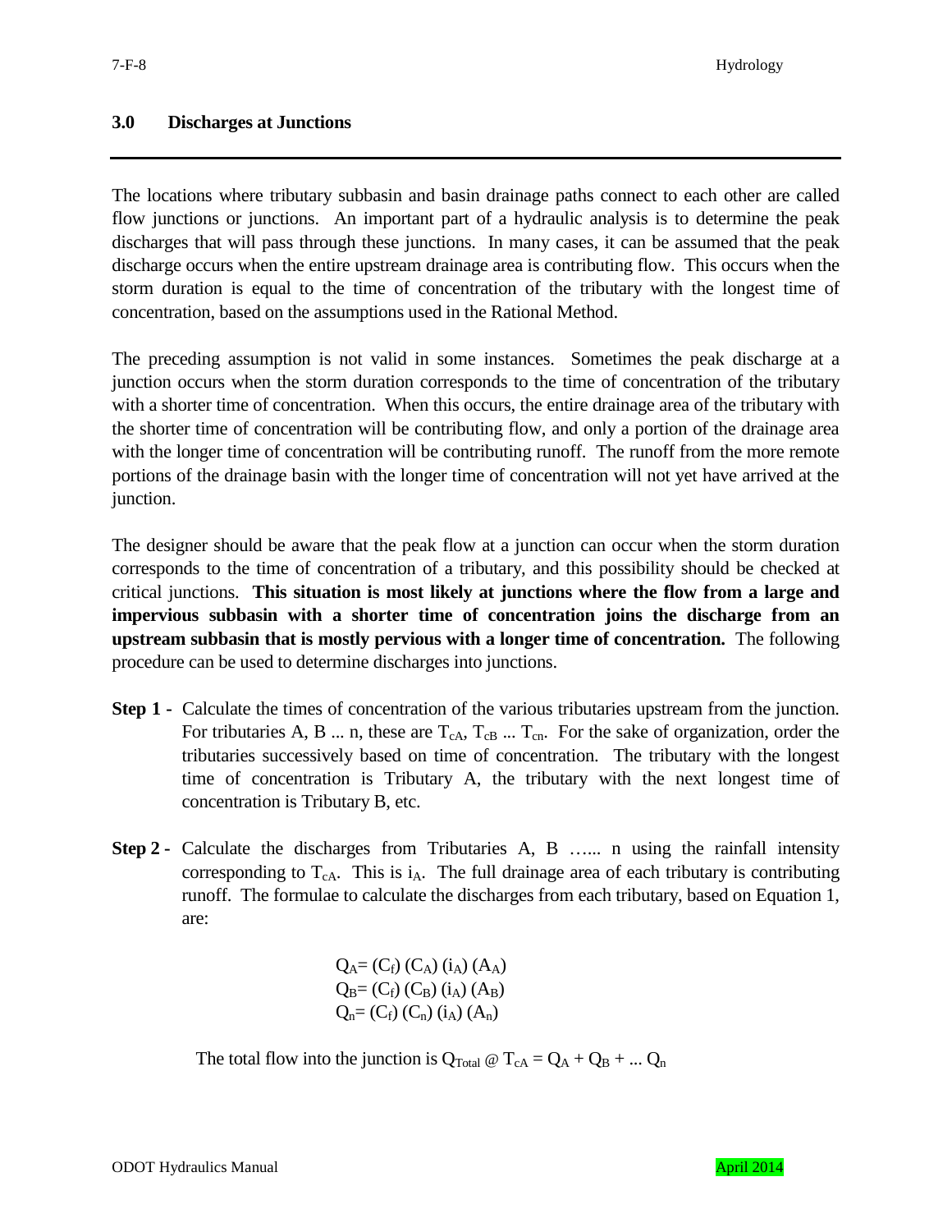## 3.0 Discharges at Junctions

The locations where tributary subbasin and basin drainage paths connect to each other are called flow junctions or junctions. An important part of a hydraulic analysis is to determine the peak discharges that will pass through these junctions. In many cases, it can be assumed that the peak discharge occurs when the entire upstream drainage area is contributing flow. This occurs when the storm duration is equal to the time of concentration of the tributary with the longest time of concentration, based on the assumptions used in the Rational Method.

The preceding assumption is not valid in some instances. Sometimes the peak discharge at a junction occurs when the storm duration corresponds to the time of concentration of the tributary with a shorter time of concentration. When this occurs, the entire drainage area of the tributary with the shorter time of concentration will be contributing flow, and only a portion of the drainage area with the longer time of concentration will be contributing runoff. The runoff from the more remote portions of the drainage basin with the longer time of concentration will not yet have arrived at the junction.

The designer should be aware that the peak flow at a junction can occur when the storm duration corresponds to the time of concentration of a tributary, and this possibility should be checked at critical junctions. **This situation is most likely at junctions where the flow from a large and impervious subbasin with a shorter time of concentration joins the discharge from an upstream subbasin that is mostly pervious with a longer time of concentration.** The following procedure can be used to determine discharges into junctions.

**Step 1 -** Calculate the times of concentration of the various tributaries upstream from the junction. For tributaries A, B ... n, these are $T_{cA}$, $T_{cB}$ ... $T_{cn}$. For the sake of organization, order the tributaries successively based on time of concentration. The tributary with the longest time of concentration is Tributary A, the tributary with the next longest time of concentration is Tributary B, etc.

**Step 2 -** Calculate the discharges from Tributaries A, B ….. n using the rainfall intensity corresponding to $T_{cA}$. This is $i_A$. The full drainage area of each tributary is contributing runoff. The formulae to calculate the discharges from each tributary, based on Equation 1, are:

$$Q_A = (C_f)(C_A)(i_A)(A_A)$$
$$Q_B = (C_f)(C_B)(i_A)(A_B)$$
$$Q_n = (C_f)(C_n)(i_A)(A_n)$$

The total flow into the junction is $Q_{Total} @ T_{cA} = Q_A + Q_B + ... Q_n$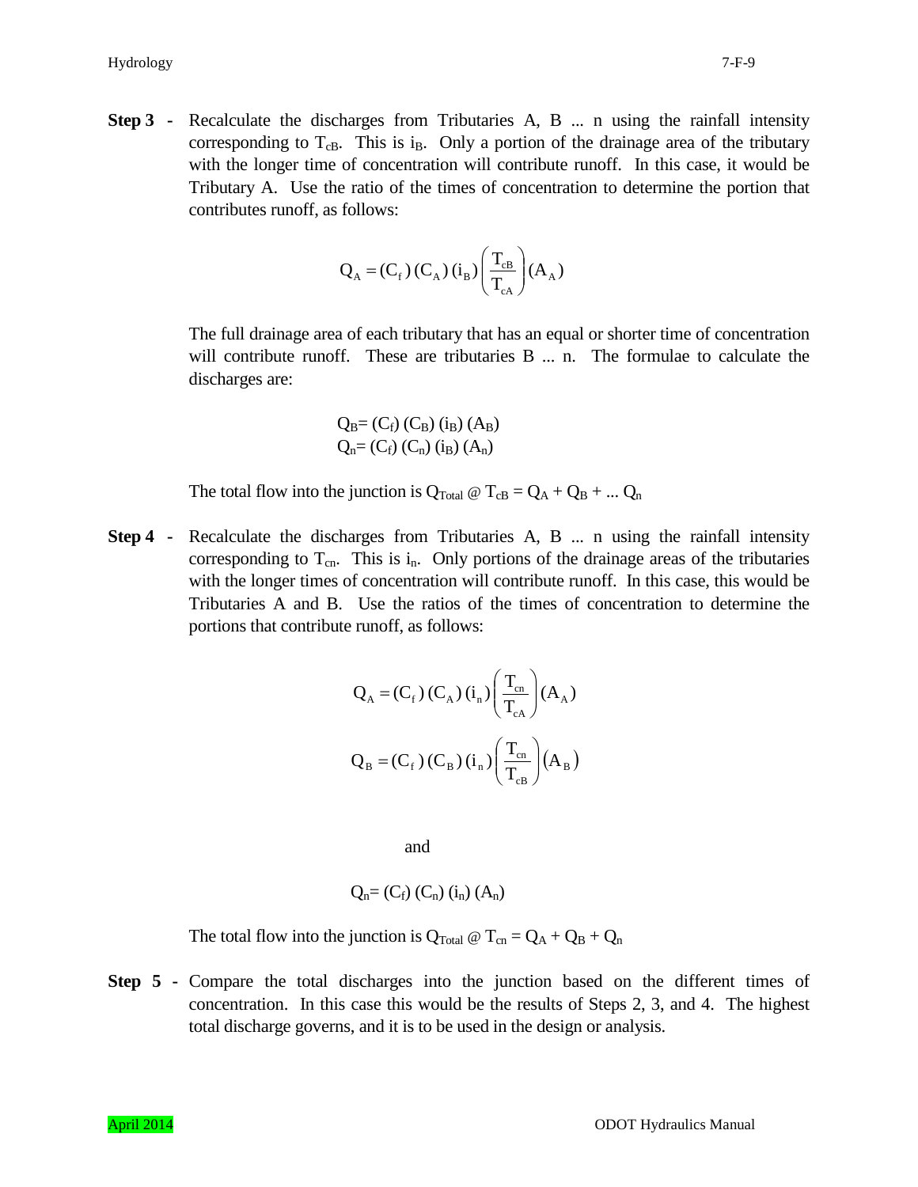**Step 3 -** Recalculate the discharges from Tributaries A, B ... n using the rainfall intensity corresponding to $T_{cB}$. This is $i_B$. Only a portion of the drainage area of the tributary with the longer time of concentration will contribute runoff. In this case, it would be Tributary A. Use the ratio of the times of concentration to determine the portion that contributes runoff, as follows:

$$Q_A = (C_f)(C_A)(i_B)\left(\frac{T_{cB}}{T_{cA}}\right)(A_A)$$

The full drainage area of each tributary that has an equal or shorter time of concentration will contribute runoff. These are tributaries B ... n. The formulae to calculate the discharges are:

$$Q_B = (C_f)(C_B)(i_B)(A_B)$$
$$Q_n = (C_f)(C_n)(i_B)(A_n)$$

The total flow into the junction is $Q_{Total}$ @ $T_{cB} = Q_A + Q_B + \ldots Q_n$

**Step 4 -** Recalculate the discharges from Tributaries A, B ... n using the rainfall intensity corresponding to $T_{cn}$. This is $i_n$. Only portions of the drainage areas of the tributaries with the longer times of concentration will contribute runoff. In this case, this would be Tributaries A and B. Use the ratios of the times of concentration to determine the portions that contribute runoff, as follows:

$$Q_A = (C_f)(C_A)(i_n)\left(\frac{T_{cn}}{T_{cA}}\right)(A_A)$$

$$Q_B = (C_f)(C_B)(i_n)\left(\frac{T_{cn}}{T_{cB}}\right)(A_B)$$

and

$$Q_n = (C_f)(C_n)(i_n)(A_n)$$

The total flow into the junction is $Q_{Total}$ @ $T_{cn} = Q_A + Q_B + Q_n$

**Step 5 -** Compare the total discharges into the junction based on the different times of concentration. In this case this would be the results of Steps 2, 3, and 4. The highest total discharge governs, and it is to be used in the design or analysis.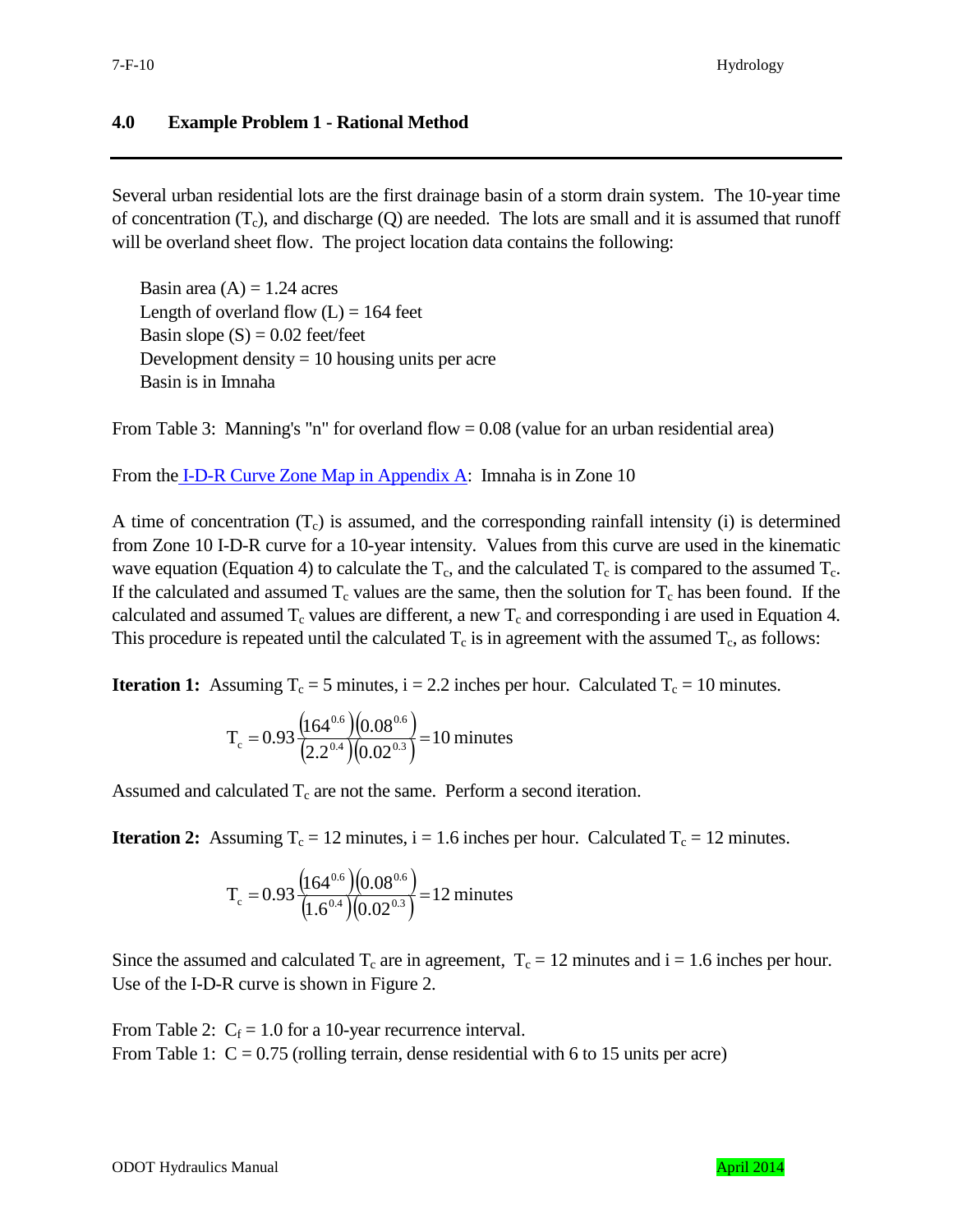## 4.0 Example Problem 1 - Rational Method

Several urban residential lots are the first drainage basin of a storm drain system. The 10-year time of concentration ($T_c$), and discharge (Q) are needed. The lots are small and it is assumed that runoff will be overland sheet flow. The project location data contains the following:

Basin area (A) = 1.24 acres
Length of overland flow (L) = 164 feet
Basin slope (S) = 0.02 feet/feet
Development density = 10 housing units per acre
Basin is in Imnaha

From Table 3: Manning's "n" for overland flow = 0.08 (value for an urban residential area)

From the I-D-R Curve Zone Map in Appendix A: Imnaha is in Zone 10

A time of concentration ($T_c$) is assumed, and the corresponding rainfall intensity (i) is determined from Zone 10 I-D-R curve for a 10-year intensity. Values from this curve are used in the kinematic wave equation (Equation 4) to calculate the $T_c$, and the calculated $T_c$ is compared to the assumed $T_c$. If the calculated and assumed $T_c$ values are the same, then the solution for $T_c$ has been found. If the calculated and assumed $T_c$ values are different, a new $T_c$ and corresponding i are used in Equation 4. This procedure is repeated until the calculated $T_c$ is in agreement with the assumed $T_c$, as follows:

**Iteration 1:** Assuming $T_c$ = 5 minutes, i = 2.2 inches per hour. Calculated $T_c$ = 10 minutes.

$$T_c = 0.93 \frac{\left(164^{0.6}\right)\left(0.08^{0.6}\right)}{\left(2.2^{0.4}\right)\left(0.02^{0.3}\right)} = 10 \text{ minutes}$$

Assumed and calculated $T_c$ are not the same. Perform a second iteration.

**Iteration 2:** Assuming $T_c$ = 12 minutes, i = 1.6 inches per hour. Calculated $T_c$ = 12 minutes.

$$T_c = 0.93 \frac{\left(164^{0.6}\right)\left(0.08^{0.6}\right)}{\left(1.6^{0.4}\right)\left(0.02^{0.3}\right)} = 12 \text{ minutes}$$

Since the assumed and calculated $T_c$ are in agreement, $T_c$ = 12 minutes and i = 1.6 inches per hour. Use of the I-D-R curve is shown in Figure 2.

From Table 2: $C_f$ = 1.0 for a 10-year recurrence interval.
From Table 1: C = 0.75 (rolling terrain, dense residential with 6 to 15 units per acre)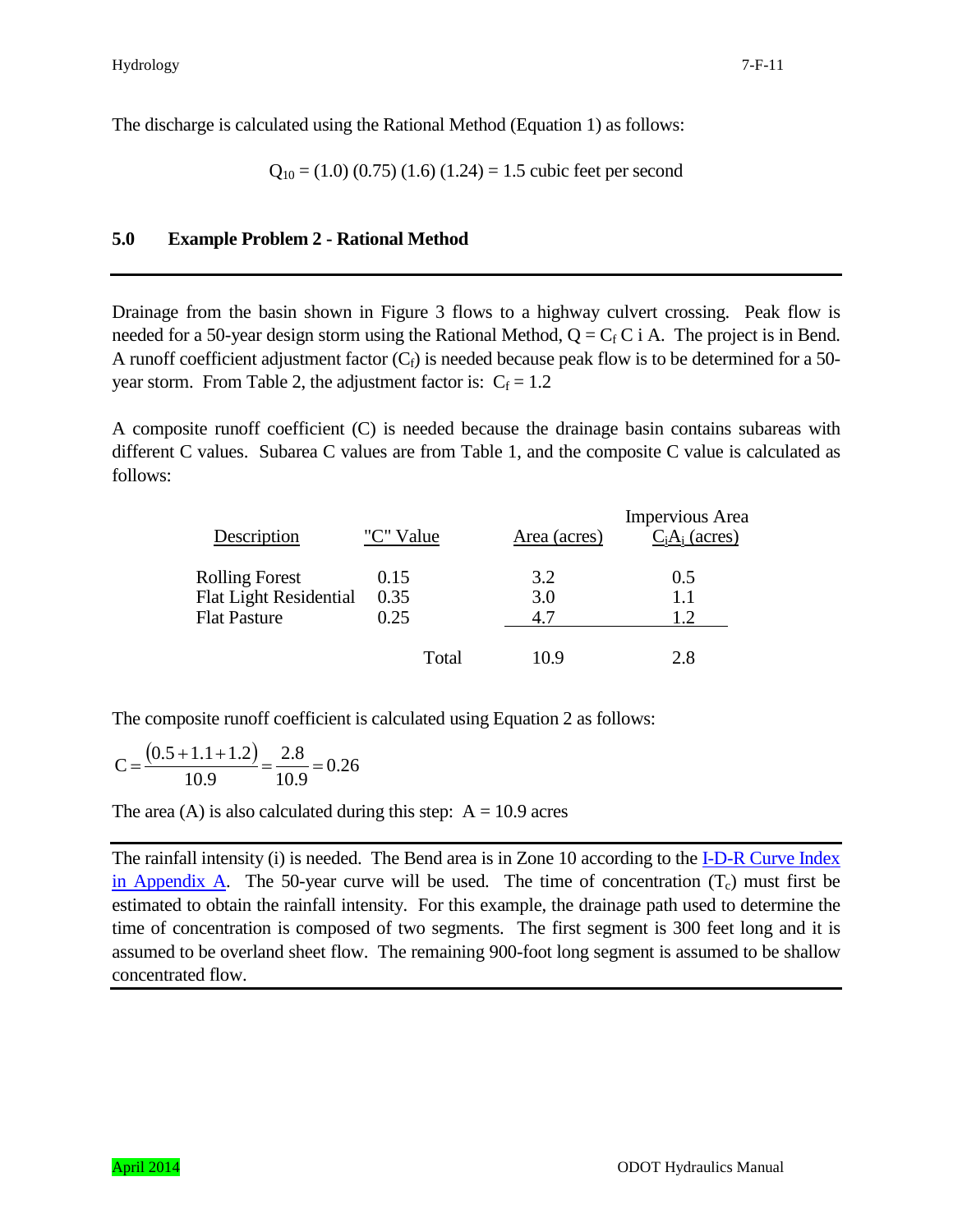The discharge is calculated using the Rational Method (Equation 1) as follows:

$$Q_{10} = (1.0)\,(0.75)\,(1.6)\,(1.24) = 1.5 \text{ cubic feet per second}$$

## 5.0 Example Problem 2 - Rational Method

Drainage from the basin shown in Figure 3 flows to a highway culvert crossing. Peak flow is needed for a 50-year design storm using the Rational Method, $Q = C_f\, C\, i\, A$. The project is in Bend. A runoff coefficient adjustment factor ($C_f$) is needed because peak flow is to be determined for a 50-year storm. From Table 2, the adjustment factor is: $C_f = 1.2$

A composite runoff coefficient (C) is needed because the drainage basin contains subareas with different C values. Subarea C values are from Table 1, and the composite C value is calculated as follows:

| Description | "C" Value | Area (acres) | Impervious Area $C_iA_i$ (acres) |
|---|---|---|---|
| Rolling Forest | 0.15 | 3.2 | 0.5 |
| Flat Light Residential | 0.35 | 3.0 | 1.1 |
| Flat Pasture | 0.25 | 4.7 | 1.2 |
| | Total | 10.9 | 2.8 |

The composite runoff coefficient is calculated using Equation 2 as follows:

$$C = \frac{(0.5 + 1.1 + 1.2)}{10.9} = \frac{2.8}{10.9} = 0.26$$

The area (A) is also calculated during this step: $A = 10.9$ acres

The rainfall intensity (i) is needed. The Bend area is in Zone 10 according to the I-D-R Curve Index in Appendix A. The 50-year curve will be used. The time of concentration ($T_c$) must first be estimated to obtain the rainfall intensity. For this example, the drainage path used to determine the time of concentration is composed of two segments. The first segment is 300 feet long and it is assumed to be overland sheet flow. The remaining 900-foot long segment is assumed to be shallow concentrated flow.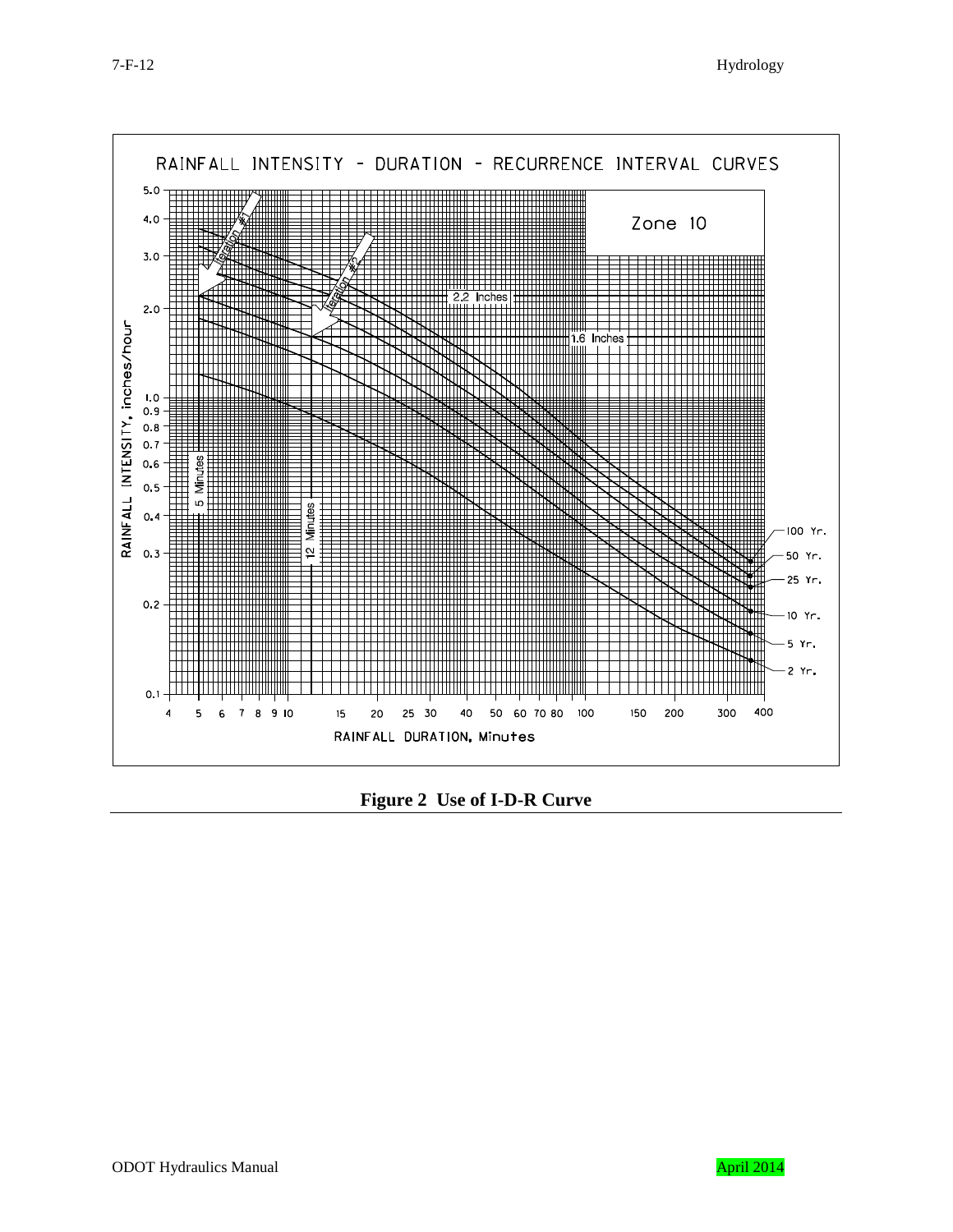RAINFALL INTENSITY - DURATION - RECURRENCE INTERVAL CURVES

Zone 10

RAINFALL INTENSITY, inches/hour

RAINFALL DURATION, Minutes

Iteration #1

Iteration #2

2.2 Inches

1.6 Inches

5 Minutes

12 Minutes

100 Yr.

50 Yr.

25 Yr.

10 Yr.

5 Yr.

2 Yr.

**Figure 2 Use of I-D-R Curve**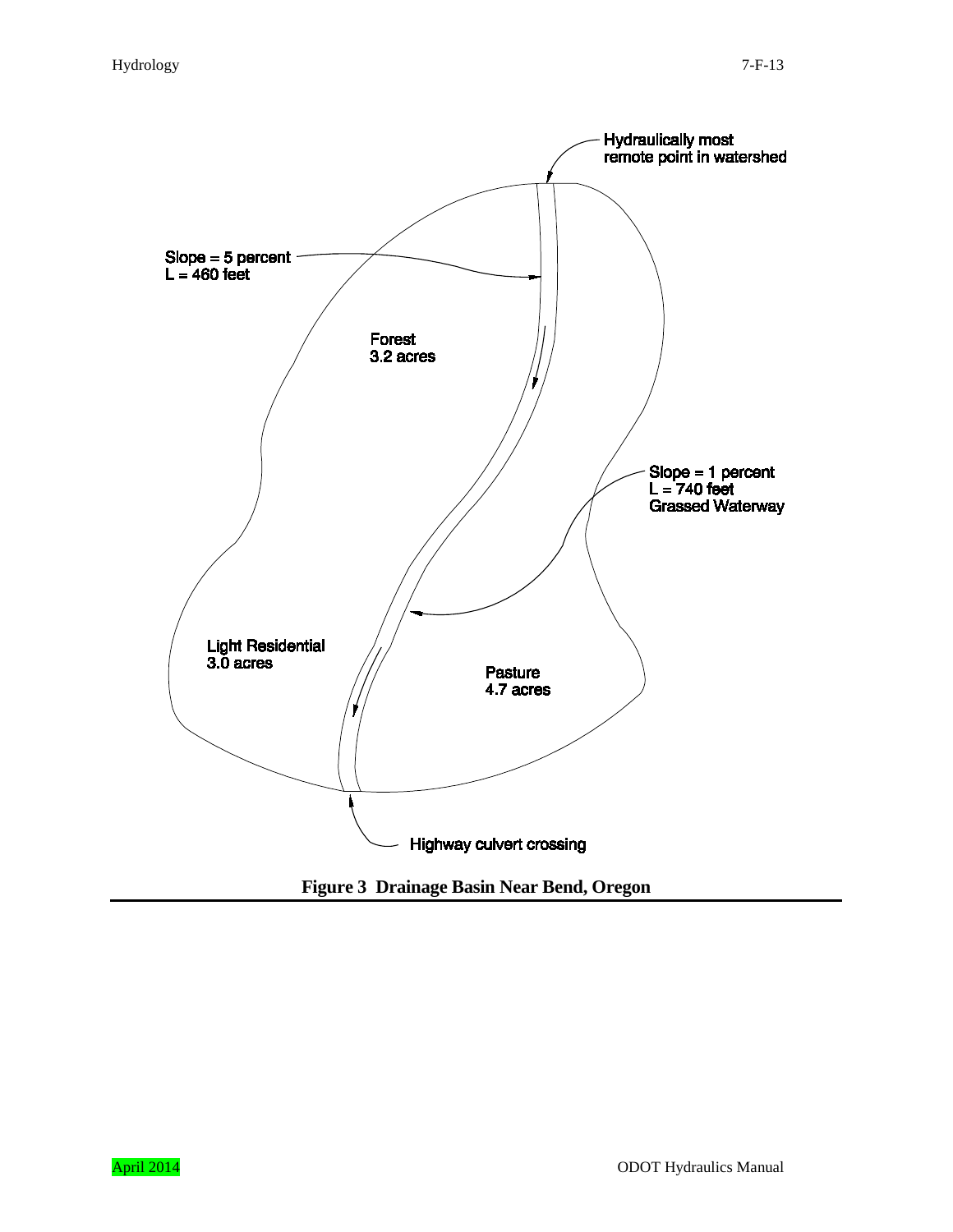Hydraulically most remote point in watershed

Slope = 5 percent
L = 460 feet

Forest
3.2 acres

Slope = 1 percent
L = 740 feet
Grassed Waterway

Light Residential
3.0 acres

Pasture
4.7 acres

Highway culvert crossing

**Figure 3 Drainage Basin Near Bend, Oregon**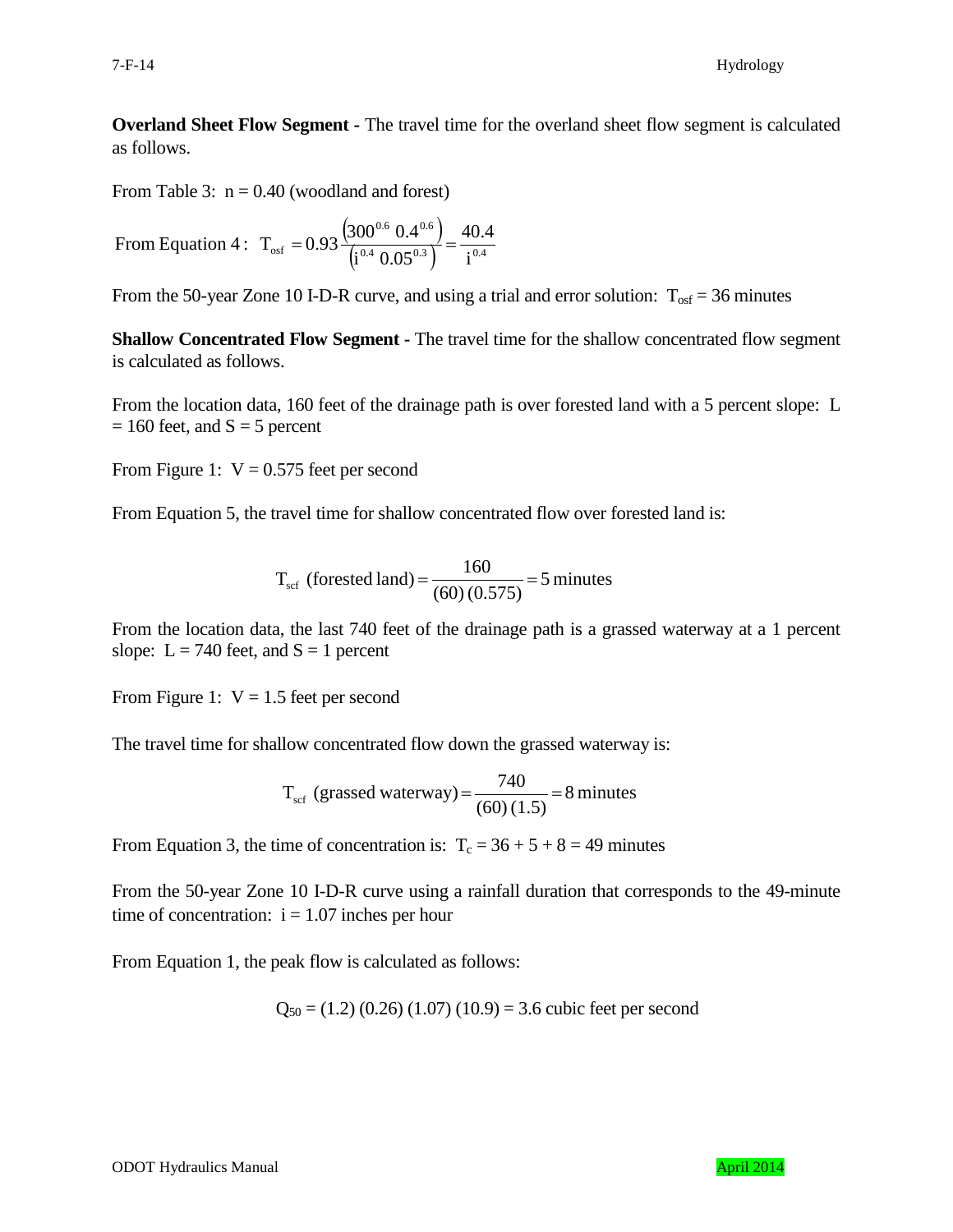**Overland Sheet Flow Segment -** The travel time for the overland sheet flow segment is calculated as follows.

From Table 3: n = 0.40 (woodland and forest)

From Equation 4 : $$T_{osf} = 0.93 \frac{\left(300^{0.6}\ 0.4^{0.6}\right)}{\left(i^{0.4}\ 0.05^{0.3}\right)} = \frac{40.4}{i^{0.4}}$$

From the 50-year Zone 10 I-D-R curve, and using a trial and error solution: $T_{osf}$ = 36 minutes

**Shallow Concentrated Flow Segment -** The travel time for the shallow concentrated flow segment is calculated as follows.

From the location data, 160 feet of the drainage path is over forested land with a 5 percent slope: L = 160 feet, and S = 5 percent

From Figure 1: V = 0.575 feet per second

From Equation 5, the travel time for shallow concentrated flow over forested land is:

$$T_{scf}\ \text{(forested land)} = \frac{160}{(60)\,(0.575)} = 5\ \text{minutes}$$

From the location data, the last 740 feet of the drainage path is a grassed waterway at a 1 percent slope: L = 740 feet, and S = 1 percent

From Figure 1: V = 1.5 feet per second

The travel time for shallow concentrated flow down the grassed waterway is:

$$T_{scf}\ \text{(grassed waterway)} = \frac{740}{(60)\,(1.5)} = 8\ \text{minutes}$$

From Equation 3, the time of concentration is: $T_c = 36 + 5 + 8 = 49$ minutes

From the 50-year Zone 10 I-D-R curve using a rainfall duration that corresponds to the 49-minute time of concentration: i = 1.07 inches per hour

From Equation 1, the peak flow is calculated as follows:

$$Q_{50} = (1.2)\,(0.26)\,(1.07)\,(10.9) = 3.6\ \text{cubic feet per second}$$